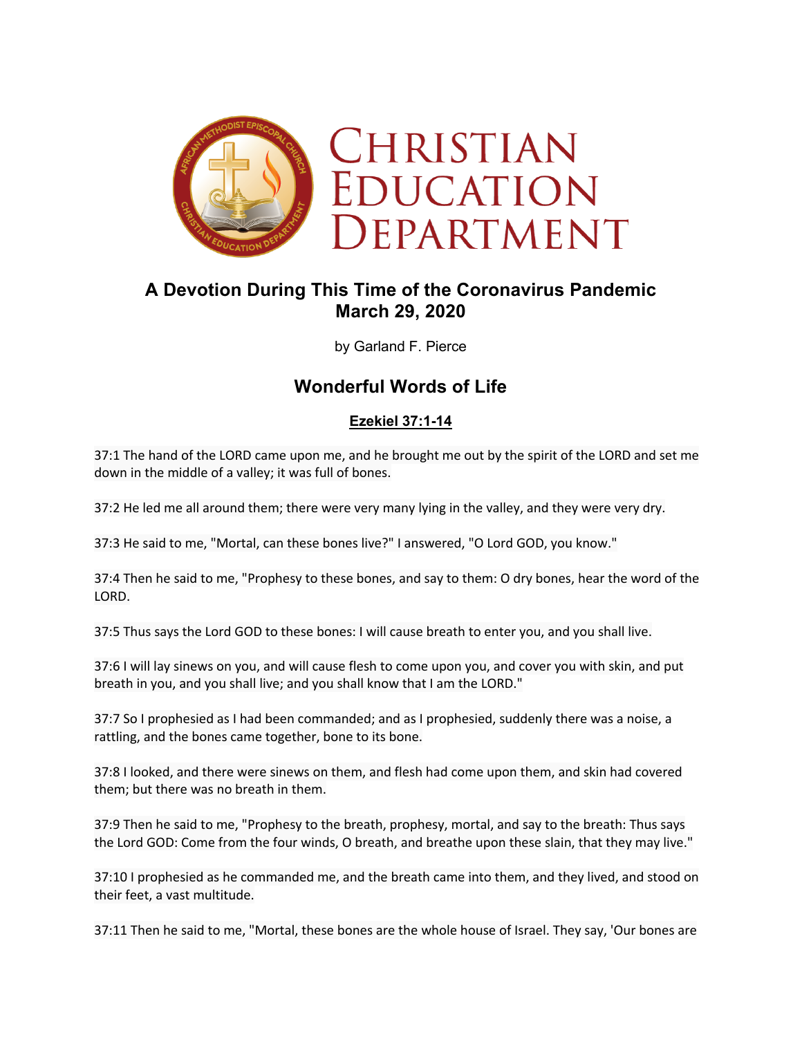# Christian Education Department

## A Devotion During This Time of the Coronavirus Pandemic
## March 29, 2020

by Garland F. Pierce

## Wonderful Words of Life

### Ezekiel 37:1-14

37:1 The hand of the LORD came upon me, and he brought me out by the spirit of the LORD and set me down in the middle of a valley; it was full of bones.

37:2 He led me all around them; there were very many lying in the valley, and they were very dry.

37:3 He said to me, "Mortal, can these bones live?" I answered, "O Lord GOD, you know."

37:4 Then he said to me, "Prophesy to these bones, and say to them: O dry bones, hear the word of the LORD.

37:5 Thus says the Lord GOD to these bones: I will cause breath to enter you, and you shall live.

37:6 I will lay sinews on you, and will cause flesh to come upon you, and cover you with skin, and put breath in you, and you shall live; and you shall know that I am the LORD."

37:7 So I prophesied as I had been commanded; and as I prophesied, suddenly there was a noise, a rattling, and the bones came together, bone to its bone.

37:8 I looked, and there were sinews on them, and flesh had come upon them, and skin had covered them; but there was no breath in them.

37:9 Then he said to me, "Prophesy to the breath, prophesy, mortal, and say to the breath: Thus says the Lord GOD: Come from the four winds, O breath, and breathe upon these slain, that they may live."

37:10 I prophesied as he commanded me, and the breath came into them, and they lived, and stood on their feet, a vast multitude.

37:11 Then he said to me, "Mortal, these bones are the whole house of Israel. They say, 'Our bones are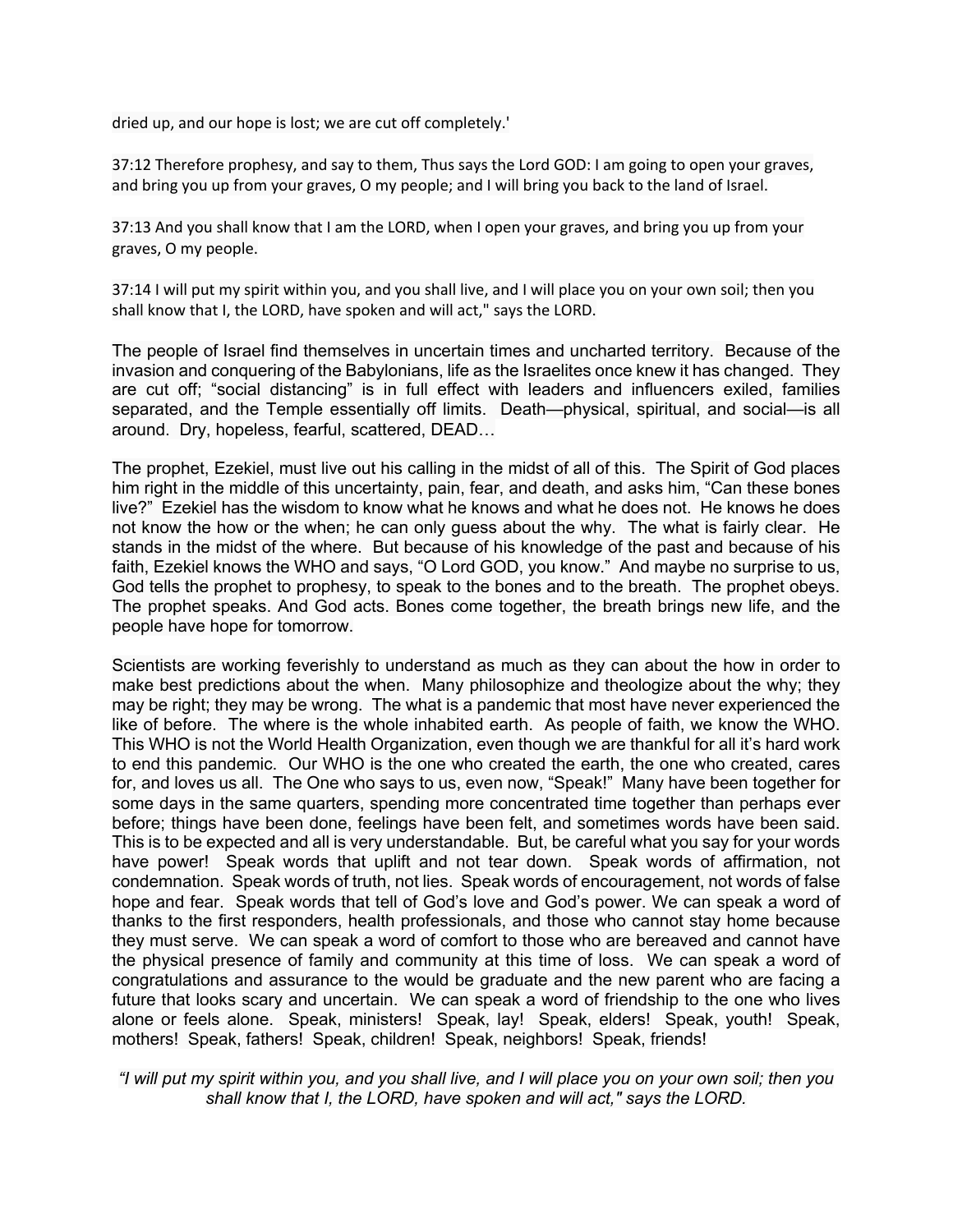dried up, and our hope is lost; we are cut off completely.'

37:12 Therefore prophesy, and say to them, Thus says the Lord GOD: I am going to open your graves, and bring you up from your graves, O my people; and I will bring you back to the land of Israel.

37:13 And you shall know that I am the LORD, when I open your graves, and bring you up from your graves, O my people.

37:14 I will put my spirit within you, and you shall live, and I will place you on your own soil; then you shall know that I, the LORD, have spoken and will act," says the LORD.

The people of Israel find themselves in uncertain times and uncharted territory. Because of the invasion and conquering of the Babylonians, life as the Israelites once knew it has changed. They are cut off; "social distancing" is in full effect with leaders and influencers exiled, families separated, and the Temple essentially off limits. Death—physical, spiritual, and social—is all around. Dry, hopeless, fearful, scattered, DEAD…

The prophet, Ezekiel, must live out his calling in the midst of all of this. The Spirit of God places him right in the middle of this uncertainty, pain, fear, and death, and asks him, "Can these bones live?" Ezekiel has the wisdom to know what he knows and what he does not. He knows he does not know the how or the when; he can only guess about the why. The what is fairly clear. He stands in the midst of the where. But because of his knowledge of the past and because of his faith, Ezekiel knows the WHO and says, "O Lord GOD, you know." And maybe no surprise to us, God tells the prophet to prophesy, to speak to the bones and to the breath. The prophet obeys. The prophet speaks. And God acts. Bones come together, the breath brings new life, and the people have hope for tomorrow.

Scientists are working feverishly to understand as much as they can about the how in order to make best predictions about the when. Many philosophize and theologize about the why; they may be right; they may be wrong. The what is a pandemic that most have never experienced the like of before. The where is the whole inhabited earth. As people of faith, we know the WHO. This WHO is not the World Health Organization, even though we are thankful for all it's hard work to end this pandemic. Our WHO is the one who created the earth, the one who created, cares for, and loves us all. The One who says to us, even now, "Speak!" Many have been together for some days in the same quarters, spending more concentrated time together than perhaps ever before; things have been done, feelings have been felt, and sometimes words have been said. This is to be expected and all is very understandable. But, be careful what you say for your words have power! Speak words that uplift and not tear down. Speak words of affirmation, not condemnation. Speak words of truth, not lies. Speak words of encouragement, not words of false hope and fear. Speak words that tell of God's love and God's power. We can speak a word of thanks to the first responders, health professionals, and those who cannot stay home because they must serve. We can speak a word of comfort to those who are bereaved and cannot have the physical presence of family and community at this time of loss. We can speak a word of congratulations and assurance to the would be graduate and the new parent who are facing a future that looks scary and uncertain. We can speak a word of friendship to the one who lives alone or feels alone. Speak, ministers! Speak, lay! Speak, elders! Speak, youth! Speak, mothers! Speak, fathers! Speak, children! Speak, neighbors! Speak, friends!

*"I will put my spirit within you, and you shall live, and I will place you on your own soil; then you shall know that I, the LORD, have spoken and will act," says the LORD.*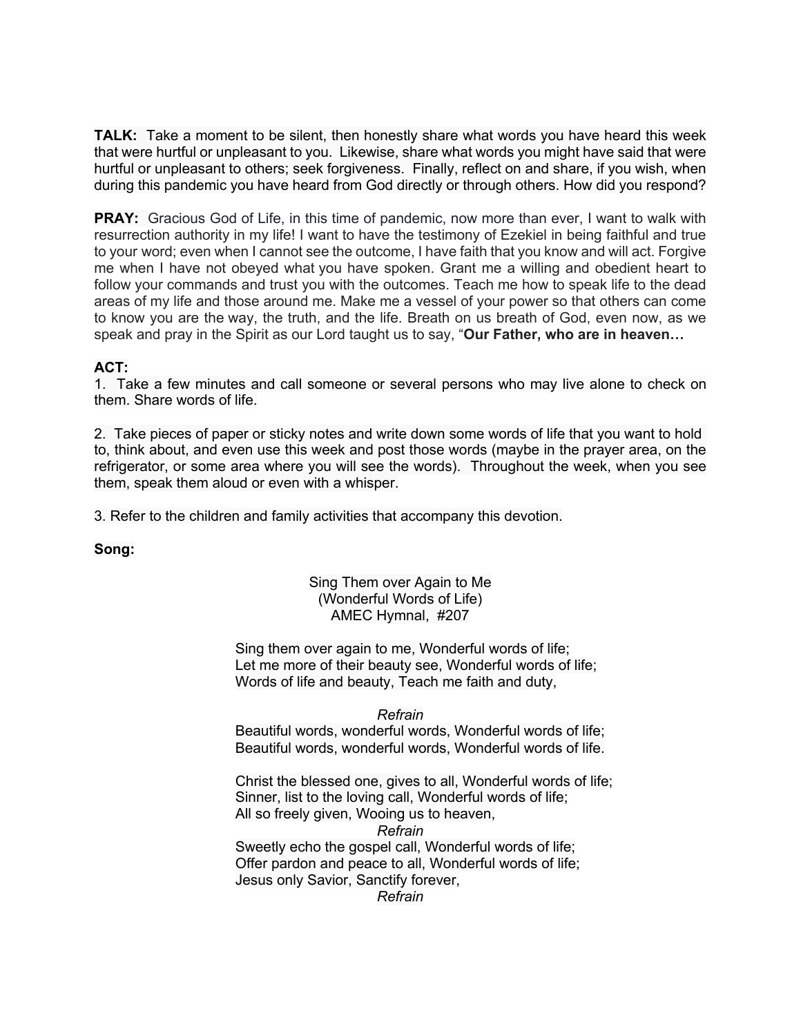**TALK:** Take a moment to be silent, then honestly share what words you have heard this week that were hurtful or unpleasant to you. Likewise, share what words you might have said that were hurtful or unpleasant to others; seek forgiveness. Finally, reflect on and share, if you wish, when during this pandemic you have heard from God directly or through others. How did you respond?

**PRAY:** Gracious God of Life, in this time of pandemic, now more than ever, I want to walk with resurrection authority in my life! I want to have the testimony of Ezekiel in being faithful and true to your word; even when I cannot see the outcome, I have faith that you know and will act. Forgive me when I have not obeyed what you have spoken. Grant me a willing and obedient heart to follow your commands and trust you with the outcomes. Teach me how to speak life to the dead areas of my life and those around me. Make me a vessel of your power so that others can come to know you are the way, the truth, and the life. Breath on us breath of God, even now, as we speak and pray in the Spirit as our Lord taught us to say, "**Our Father, who are in heaven…**

**ACT:**

1. Take a few minutes and call someone or several persons who may live alone to check on them. Share words of life.

2. Take pieces of paper or sticky notes and write down some words of life that you want to hold to, think about, and even use this week and post those words (maybe in the prayer area, on the refrigerator, or some area where you will see the words). Throughout the week, when you see them, speak them aloud or even with a whisper.

3. Refer to the children and family activities that accompany this devotion.

**Song:**

Sing Them over Again to Me
(Wonderful Words of Life)
AMEC Hymnal, #207

Sing them over again to me, Wonderful words of life;
Let me more of their beauty see, Wonderful words of life;
Words of life and beauty, Teach me faith and duty,

*Refrain*
Beautiful words, wonderful words, Wonderful words of life;
Beautiful words, wonderful words, Wonderful words of life.

Christ the blessed one, gives to all, Wonderful words of life;
Sinner, list to the loving call, Wonderful words of life;
All so freely given, Wooing us to heaven,
*Refrain*
Sweetly echo the gospel call, Wonderful words of life;
Offer pardon and peace to all, Wonderful words of life;
Jesus only Savior, Sanctify forever,
*Refrain*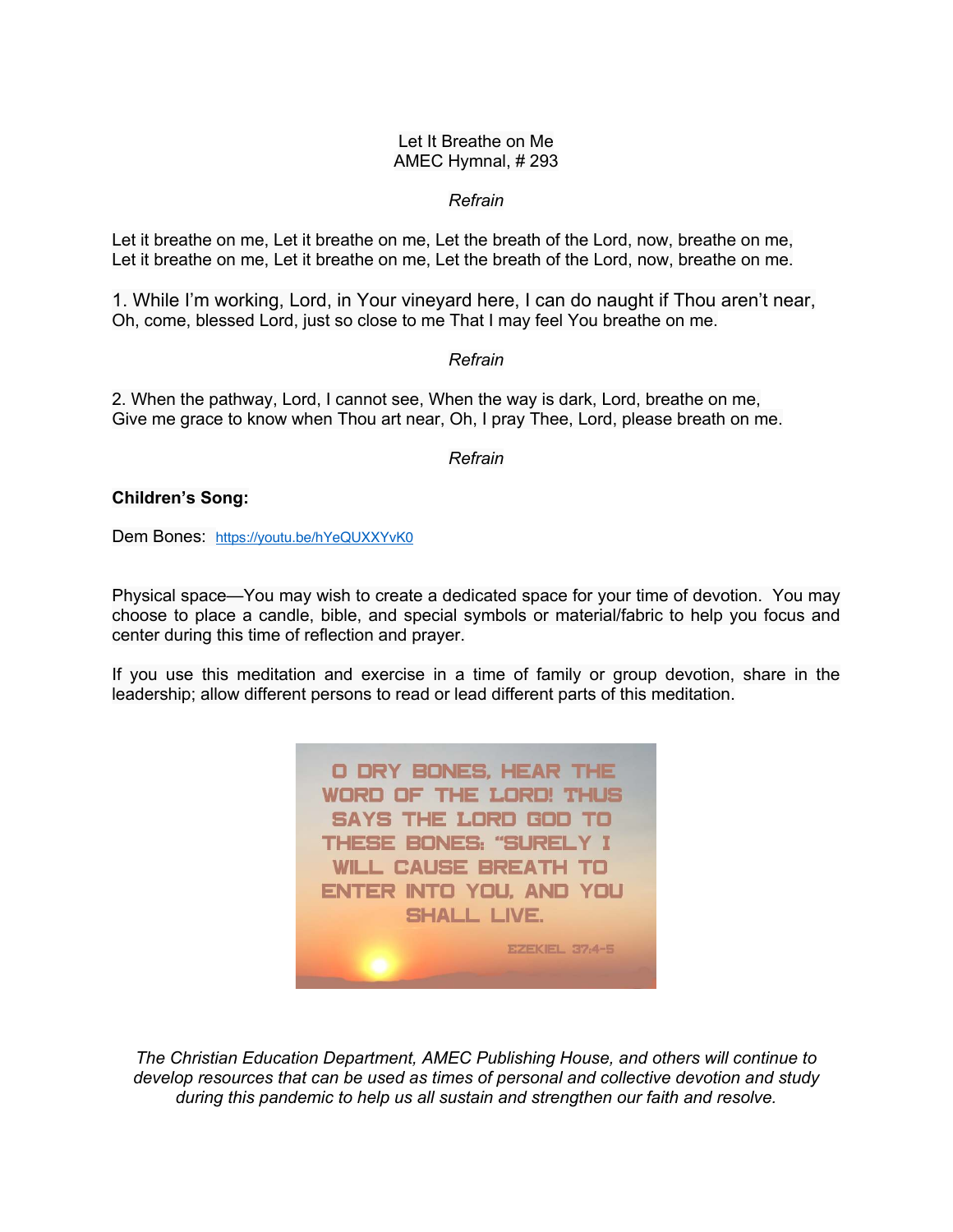Let It Breathe on Me
AMEC Hymnal, # 293

*Refrain*

Let it breathe on me, Let it breathe on me, Let the breath of the Lord, now, breathe on me,
Let it breathe on me, Let it breathe on me, Let the breath of the Lord, now, breathe on me.

1. While I'm working, Lord, in Your vineyard here, I can do naught if Thou aren't near,
Oh, come, blessed Lord, just so close to me That I may feel You breathe on me.

*Refrain*

2. When the pathway, Lord, I cannot see, When the way is dark, Lord, breathe on me,
Give me grace to know when Thou art near, Oh, I pray Thee, Lord, please breath on me.

*Refrain*

**Children's Song:**

Dem Bones: [https://youtu.be/hYeQUXXYvK0](https://youtu.be/hYeQUXXYvK0)

Physical space—You may wish to create a dedicated space for your time of devotion. You may choose to place a candle, bible, and special symbols or material/fabric to help you focus and center during this time of reflection and prayer.

If you use this meditation and exercise in a time of family or group devotion, share in the leadership; allow different persons to read or lead different parts of this meditation.

O DRY BONES, HEAR THE WORD OF THE LORD! THUS SAYS THE LORD GOD TO THESE BONES: "SURELY I WILL CAUSE BREATH TO ENTER INTO YOU, AND YOU SHALL LIVE.

EZEKIEL 37:4-5

*The Christian Education Department, AMEC Publishing House, and others will continue to develop resources that can be used as times of personal and collective devotion and study during this pandemic to help us all sustain and strengthen our faith and resolve.*